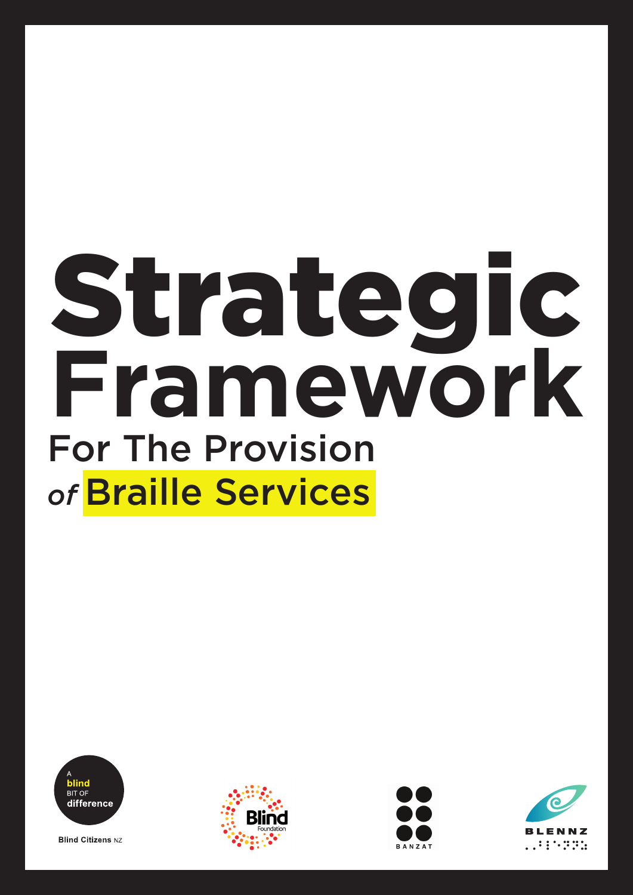# Strategic Framework

## For The Provision *of* Braille Services

A blind BIT OF difference

Blind Citizens NZ

Blind Foundation

BANZAT

BLENNZ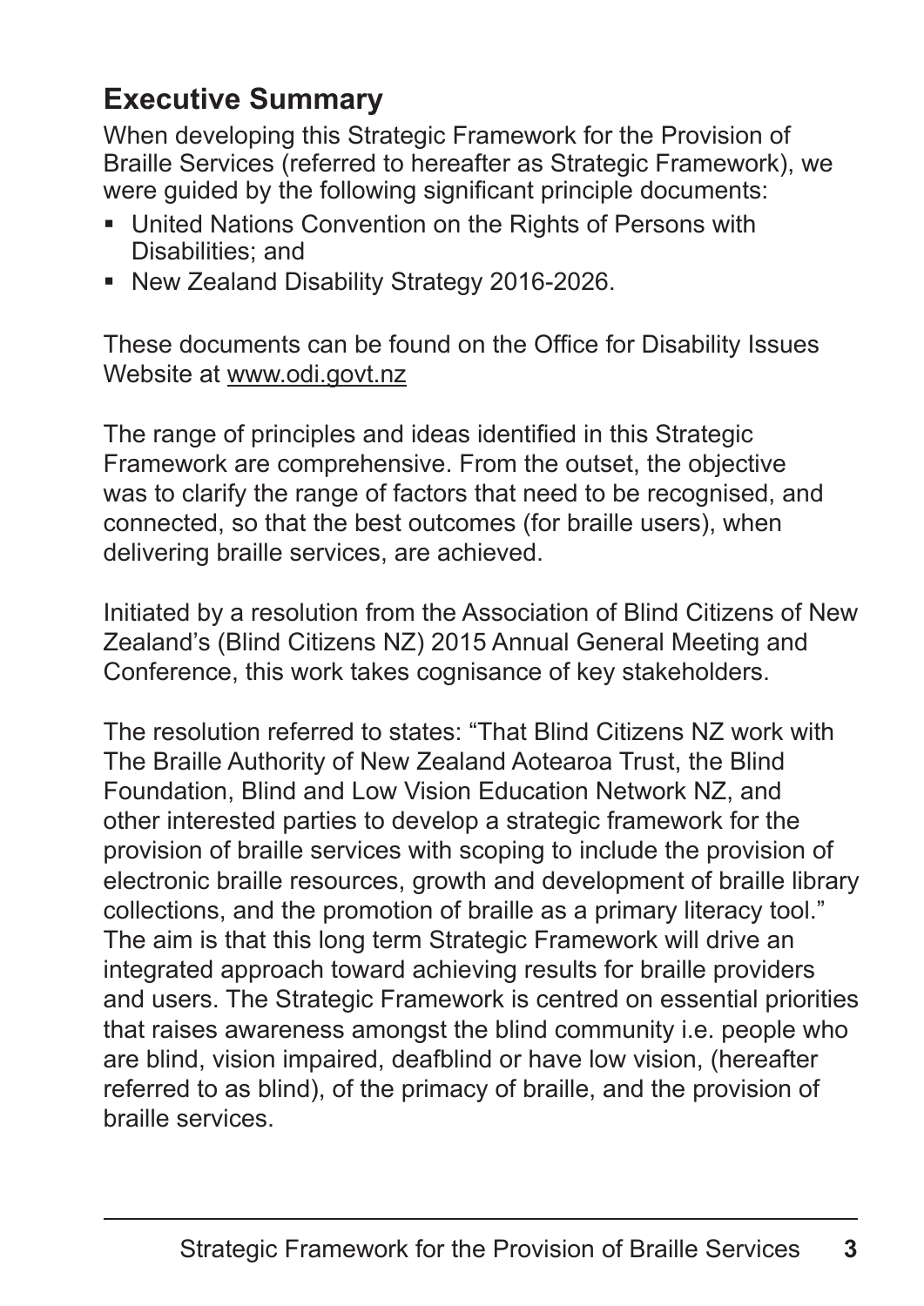## Executive Summary

When developing this Strategic Framework for the Provision of Braille Services (referred to hereafter as Strategic Framework), we were guided by the following significant principle documents:

- United Nations Convention on the Rights of Persons with Disabilities; and
- New Zealand Disability Strategy 2016-2026.

These documents can be found on the Office for Disability Issues Website at www.odi.govt.nz

The range of principles and ideas identified in this Strategic Framework are comprehensive. From the outset, the objective was to clarify the range of factors that need to be recognised, and connected, so that the best outcomes (for braille users), when delivering braille services, are achieved.

Initiated by a resolution from the Association of Blind Citizens of New Zealand's (Blind Citizens NZ) 2015 Annual General Meeting and Conference, this work takes cognisance of key stakeholders.

The resolution referred to states: "That Blind Citizens NZ work with The Braille Authority of New Zealand Aotearoa Trust, the Blind Foundation, Blind and Low Vision Education Network NZ, and other interested parties to develop a strategic framework for the provision of braille services with scoping to include the provision of electronic braille resources, growth and development of braille library collections, and the promotion of braille as a primary literacy tool." The aim is that this long term Strategic Framework will drive an integrated approach toward achieving results for braille providers and users. The Strategic Framework is centred on essential priorities that raises awareness amongst the blind community i.e. people who are blind, vision impaired, deafblind or have low vision, (hereafter referred to as blind), of the primacy of braille, and the provision of braille services.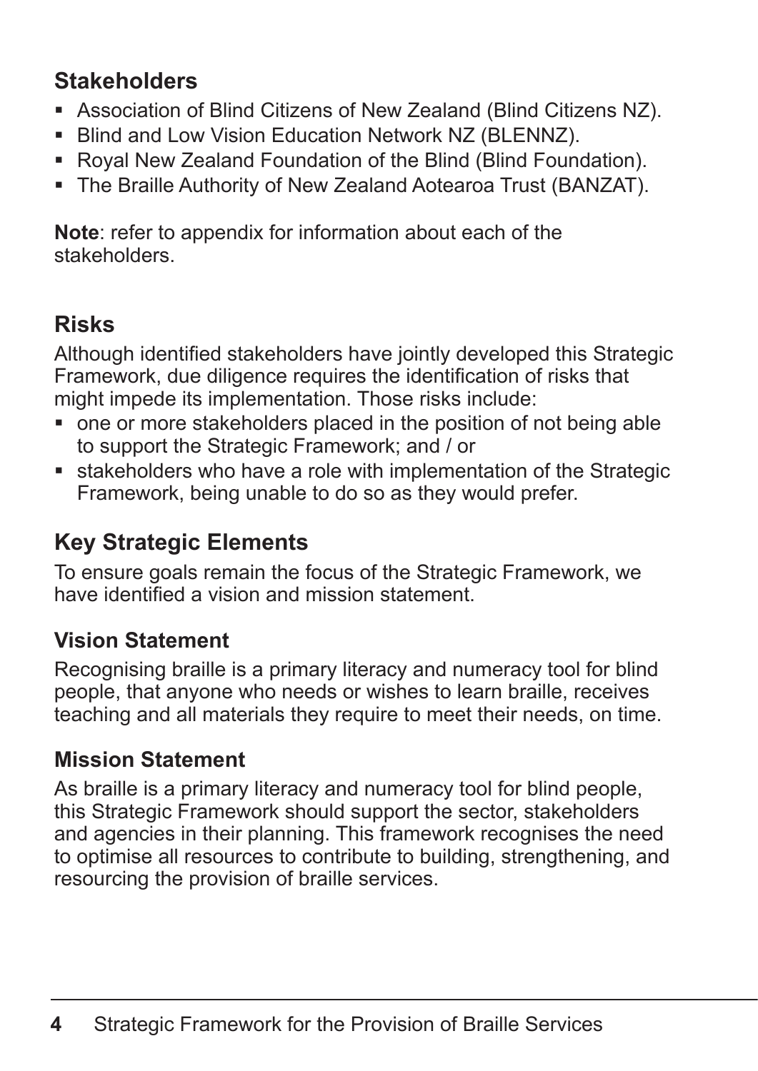## Stakeholders

- Association of Blind Citizens of New Zealand (Blind Citizens NZ).
- Blind and Low Vision Education Network NZ (BLENNZ).
- Royal New Zealand Foundation of the Blind (Blind Foundation).
- The Braille Authority of New Zealand Aotearoa Trust (BANZAT).

**Note**: refer to appendix for information about each of the stakeholders.

## Risks

Although identified stakeholders have jointly developed this Strategic Framework, due diligence requires the identification of risks that might impede its implementation. Those risks include:

- one or more stakeholders placed in the position of not being able to support the Strategic Framework; and / or
- stakeholders who have a role with implementation of the Strategic Framework, being unable to do so as they would prefer.

## Key Strategic Elements

To ensure goals remain the focus of the Strategic Framework, we have identified a vision and mission statement.

### Vision Statement

Recognising braille is a primary literacy and numeracy tool for blind people, that anyone who needs or wishes to learn braille, receives teaching and all materials they require to meet their needs, on time.

### Mission Statement

As braille is a primary literacy and numeracy tool for blind people, this Strategic Framework should support the sector, stakeholders and agencies in their planning. This framework recognises the need to optimise all resources to contribute to building, strengthening, and resourcing the provision of braille services.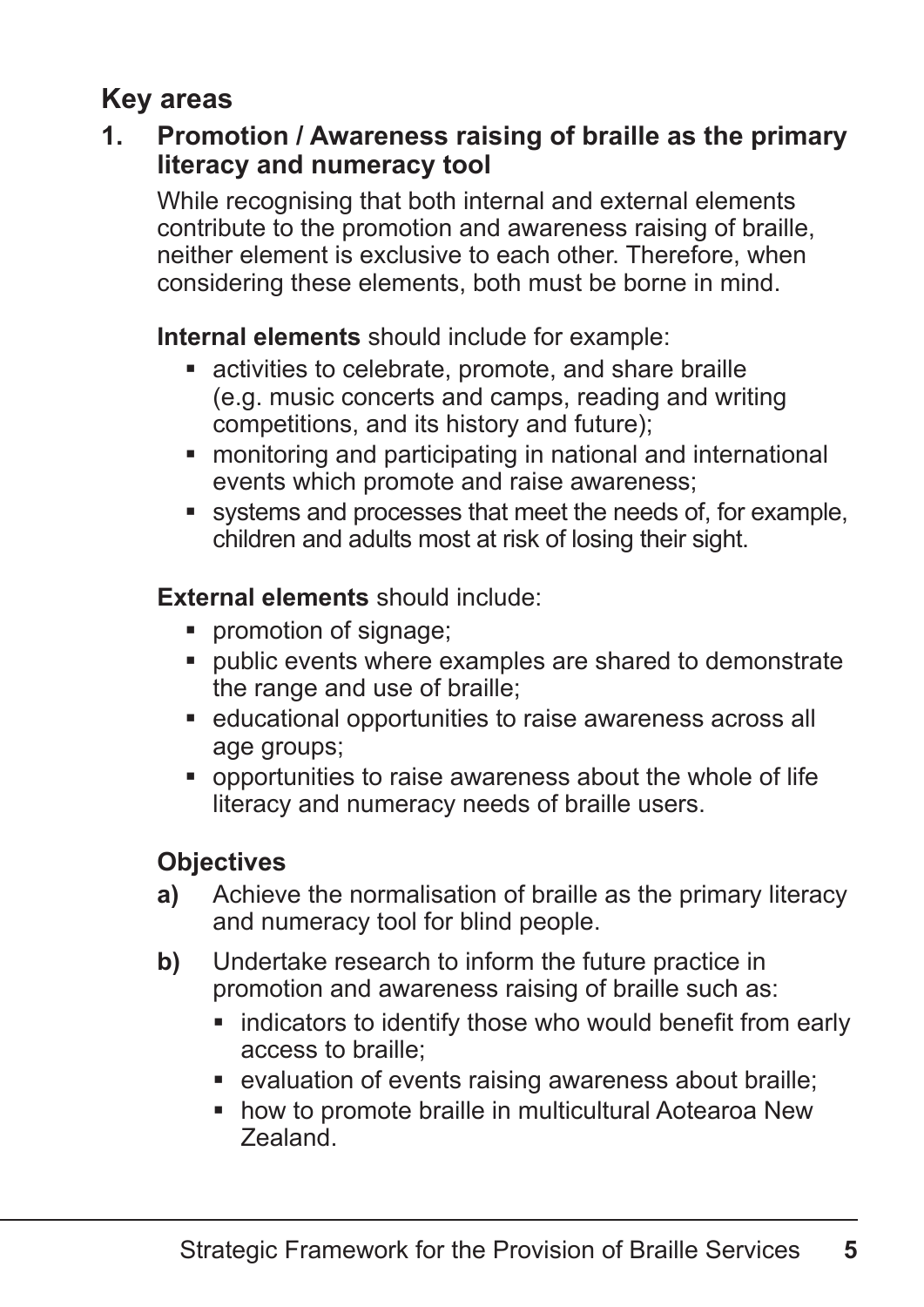## Key areas

### 1. Promotion / Awareness raising of braille as the primary literacy and numeracy tool

While recognising that both internal and external elements contribute to the promotion and awareness raising of braille, neither element is exclusive to each other. Therefore, when considering these elements, both must be borne in mind.

**Internal elements** should include for example:

- activities to celebrate, promote, and share braille (e.g. music concerts and camps, reading and writing competitions, and its history and future);
- monitoring and participating in national and international events which promote and raise awareness;
- systems and processes that meet the needs of, for example, children and adults most at risk of losing their sight.

**External elements** should include:

- promotion of signage;
- public events where examples are shared to demonstrate the range and use of braille;
- educational opportunities to raise awareness across all age groups;
- opportunities to raise awareness about the whole of life literacy and numeracy needs of braille users.

#### Objectives

**a)** Achieve the normalisation of braille as the primary literacy and numeracy tool for blind people.

**b)** Undertake research to inform the future practice in promotion and awareness raising of braille such as:

- indicators to identify those who would benefit from early access to braille;
- evaluation of events raising awareness about braille;
- how to promote braille in multicultural Aotearoa New Zealand.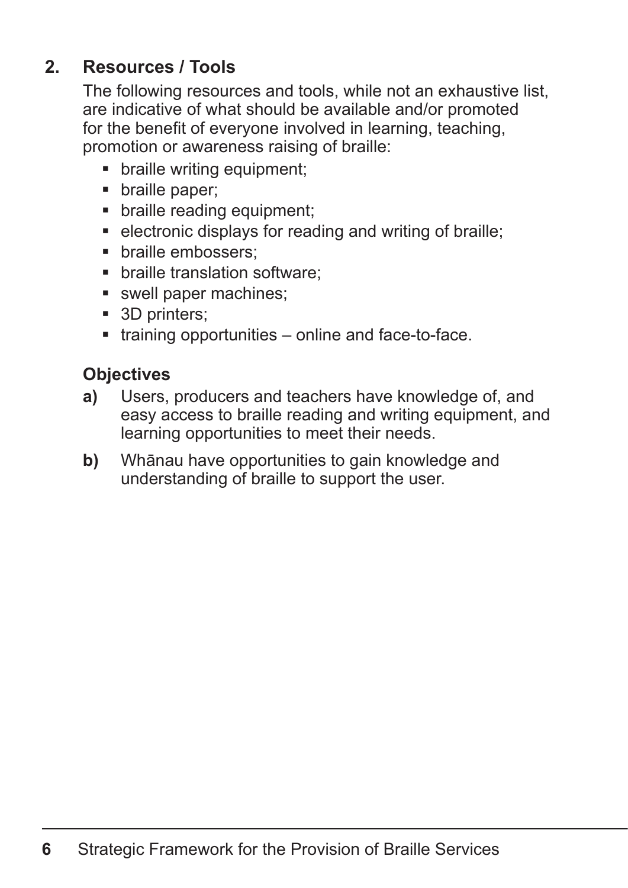## 2. Resources / Tools

The following resources and tools, while not an exhaustive list, are indicative of what should be available and/or promoted for the benefit of everyone involved in learning, teaching, promotion or awareness raising of braille:

- braille writing equipment;
- braille paper;
- braille reading equipment;
- electronic displays for reading and writing of braille;
- braille embossers;
- braille translation software;
- swell paper machines;
- 3D printers;
- training opportunities – online and face-to-face.

### Objectives

**a)** Users, producers and teachers have knowledge of, and easy access to braille reading and writing equipment, and learning opportunities to meet their needs.

**b)** Whānau have opportunities to gain knowledge and understanding of braille to support the user.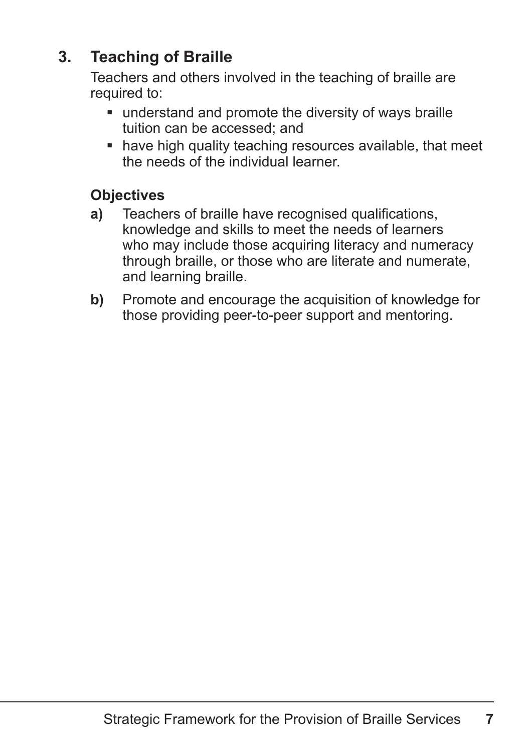## 3. Teaching of Braille

Teachers and others involved in the teaching of braille are required to:

- understand and promote the diversity of ways braille tuition can be accessed; and
- have high quality teaching resources available, that meet the needs of the individual learner.

### Objectives

**a)** Teachers of braille have recognised qualifications, knowledge and skills to meet the needs of learners who may include those acquiring literacy and numeracy through braille, or those who are literate and numerate, and learning braille.

**b)** Promote and encourage the acquisition of knowledge for those providing peer-to-peer support and mentoring.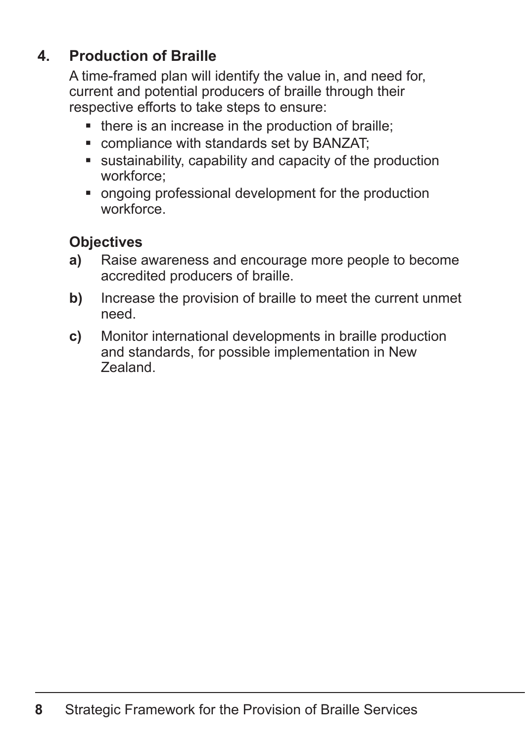## 4. Production of Braille

A time-framed plan will identify the value in, and need for, current and potential producers of braille through their respective efforts to take steps to ensure:

- there is an increase in the production of braille;
- compliance with standards set by BANZAT;
- sustainability, capability and capacity of the production workforce;
- ongoing professional development for the production workforce.

### Objectives

**a)** Raise awareness and encourage more people to become accredited producers of braille.

**b)** Increase the provision of braille to meet the current unmet need.

**c)** Monitor international developments in braille production and standards, for possible implementation in New Zealand.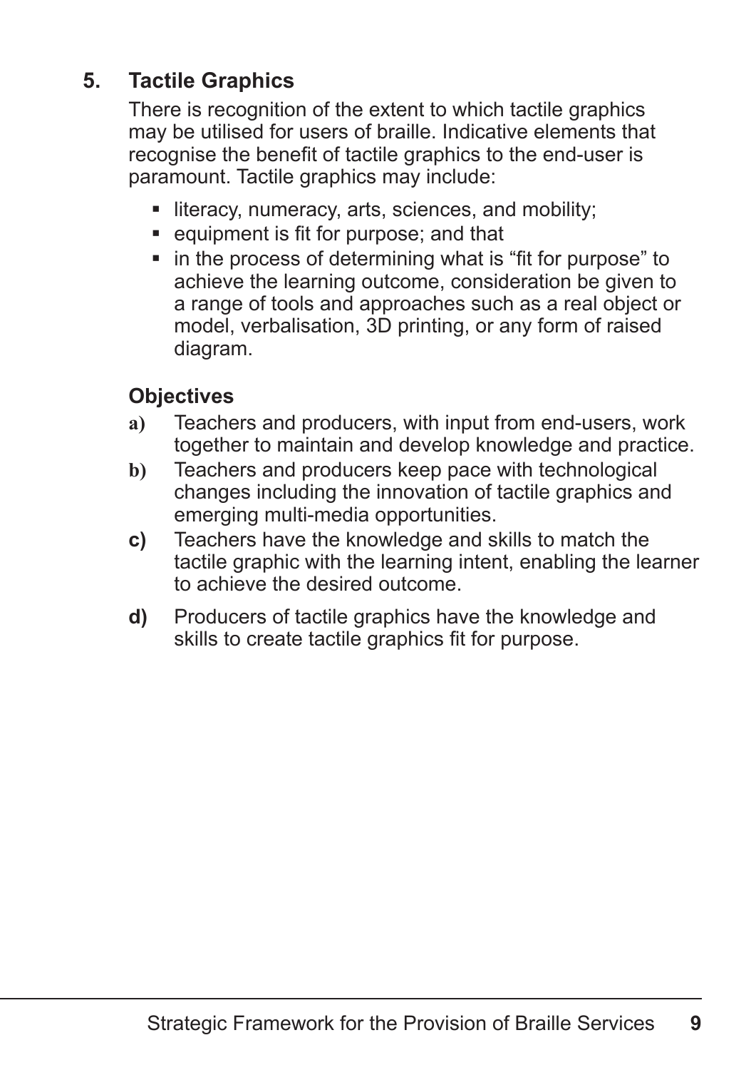## 5. Tactile Graphics

There is recognition of the extent to which tactile graphics may be utilised for users of braille. Indicative elements that recognise the benefit of tactile graphics to the end-user is paramount. Tactile graphics may include:

- literacy, numeracy, arts, sciences, and mobility;
- equipment is fit for purpose; and that
- in the process of determining what is "fit for purpose" to achieve the learning outcome, consideration be given to a range of tools and approaches such as a real object or model, verbalisation, 3D printing, or any form of raised diagram.

### Objectives

a) Teachers and producers, with input from end-users, work together to maintain and develop knowledge and practice.

b) Teachers and producers keep pace with technological changes including the innovation of tactile graphics and emerging multi-media opportunities.

c) Teachers have the knowledge and skills to match the tactile graphic with the learning intent, enabling the learner to achieve the desired outcome.

d) Producers of tactile graphics have the knowledge and skills to create tactile graphics fit for purpose.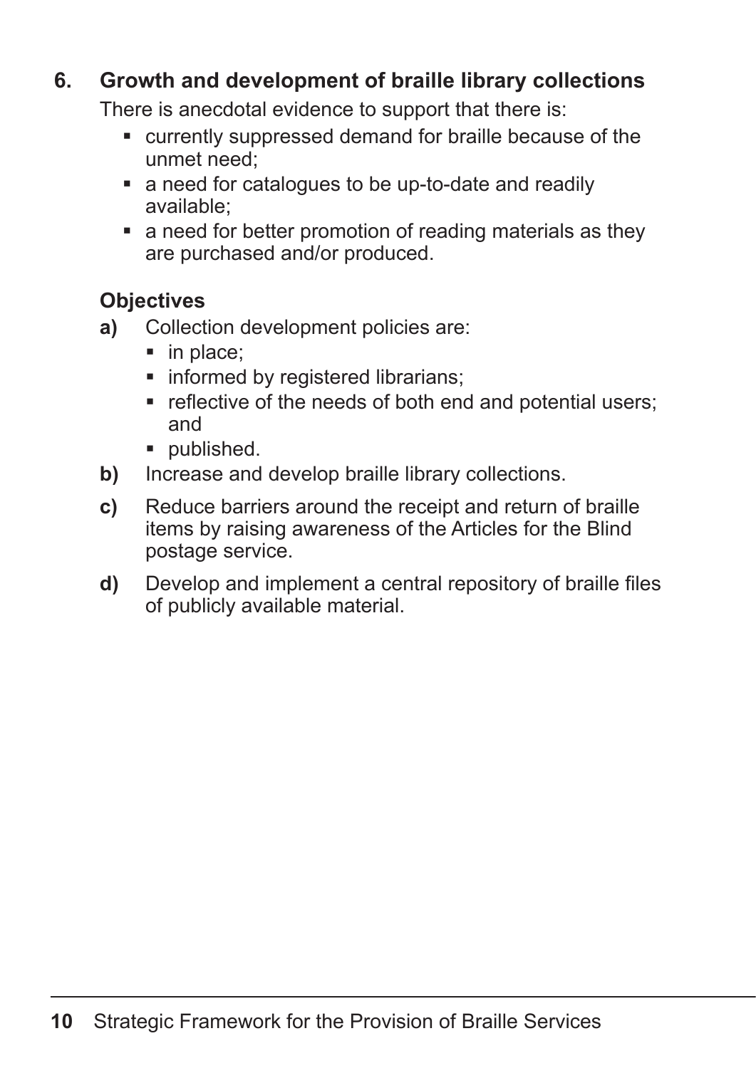## 6. Growth and development of braille library collections

There is anecdotal evidence to support that there is:

- currently suppressed demand for braille because of the unmet need;
- a need for catalogues to be up-to-date and readily available;
- a need for better promotion of reading materials as they are purchased and/or produced.

### Objectives

**a)** Collection development policies are:

- in place;
- informed by registered librarians;
- reflective of the needs of both end and potential users; and
- published.

**b)** Increase and develop braille library collections.

**c)** Reduce barriers around the receipt and return of braille items by raising awareness of the Articles for the Blind postage service.

**d)** Develop and implement a central repository of braille files of publicly available material.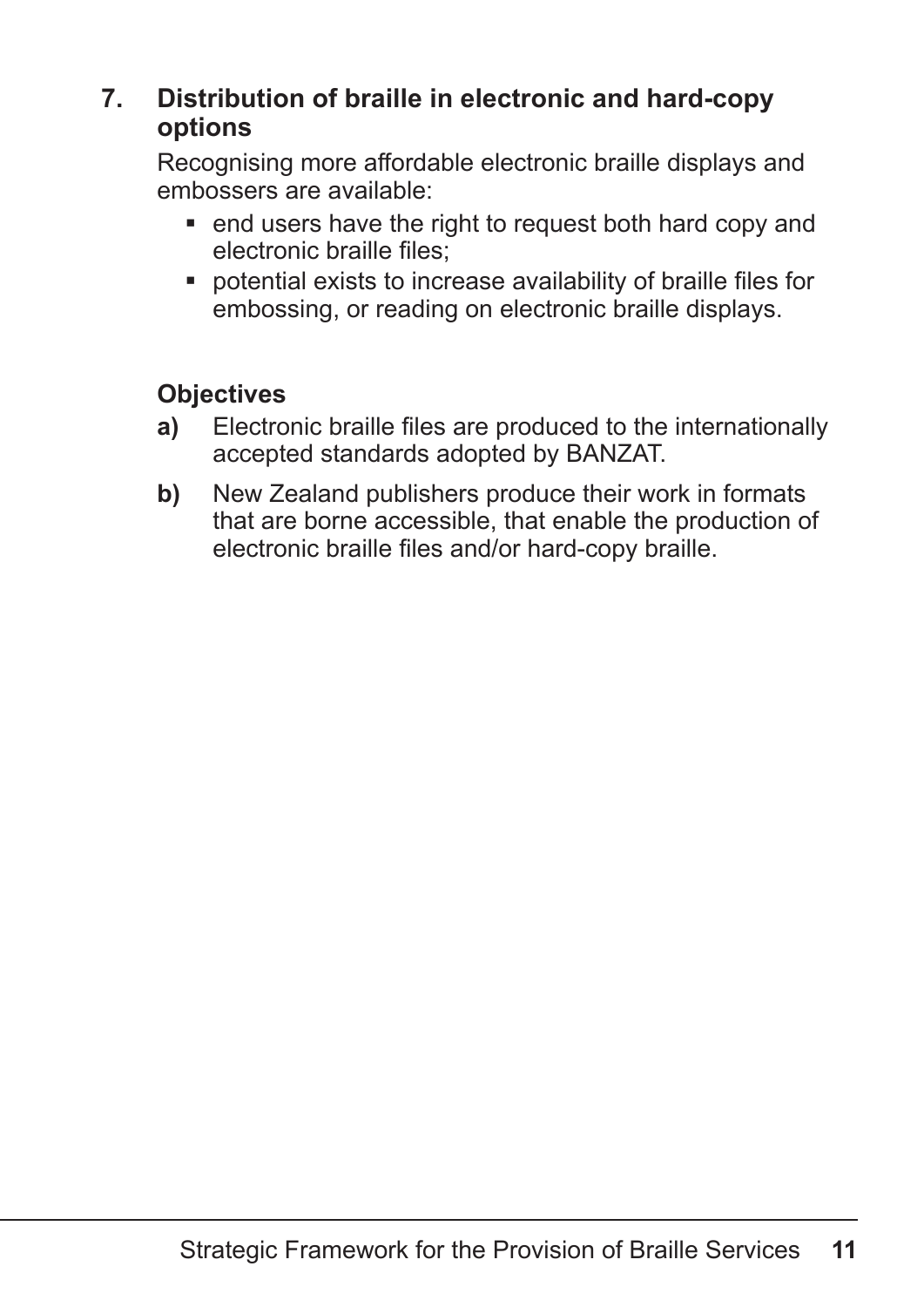## 7. Distribution of braille in electronic and hard-copy options

Recognising more affordable electronic braille displays and embossers are available:

- end users have the right to request both hard copy and electronic braille files;
- potential exists to increase availability of braille files for embossing, or reading on electronic braille displays.

### Objectives

**a)** Electronic braille files are produced to the internationally accepted standards adopted by BANZAT.

**b)** New Zealand publishers produce their work in formats that are borne accessible, that enable the production of electronic braille files and/or hard-copy braille.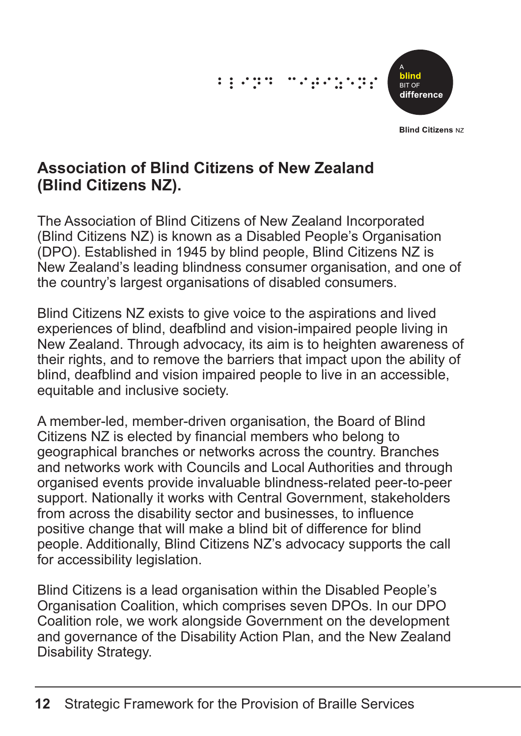## Association of Blind Citizens of New Zealand (Blind Citizens NZ).

The Association of Blind Citizens of New Zealand Incorporated (Blind Citizens NZ) is known as a Disabled People's Organisation (DPO). Established in 1945 by blind people, Blind Citizens NZ is New Zealand's leading blindness consumer organisation, and one of the country's largest organisations of disabled consumers.

Blind Citizens NZ exists to give voice to the aspirations and lived experiences of blind, deafblind and vision-impaired people living in New Zealand. Through advocacy, its aim is to heighten awareness of their rights, and to remove the barriers that impact upon the ability of blind, deafblind and vision impaired people to live in an accessible, equitable and inclusive society.

A member-led, member-driven organisation, the Board of Blind Citizens NZ is elected by financial members who belong to geographical branches or networks across the country. Branches and networks work with Councils and Local Authorities and through organised events provide invaluable blindness-related peer-to-peer support. Nationally it works with Central Government, stakeholders from across the disability sector and businesses, to influence positive change that will make a blind bit of difference for blind people. Additionally, Blind Citizens NZ's advocacy supports the call for accessibility legislation.

Blind Citizens is a lead organisation within the Disabled People's Organisation Coalition, which comprises seven DPOs. In our DPO Coalition role, we work alongside Government on the development and governance of the Disability Action Plan, and the New Zealand Disability Strategy.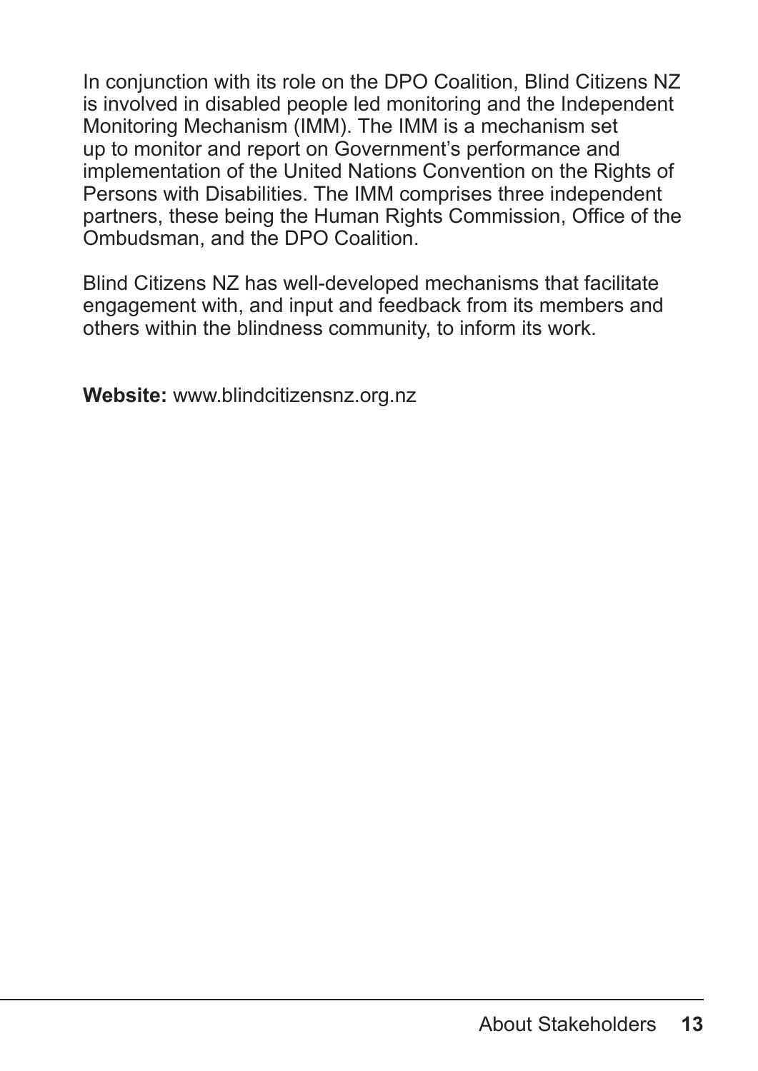In conjunction with its role on the DPO Coalition, Blind Citizens NZ is involved in disabled people led monitoring and the Independent Monitoring Mechanism (IMM). The IMM is a mechanism set up to monitor and report on Government's performance and implementation of the United Nations Convention on the Rights of Persons with Disabilities. The IMM comprises three independent partners, these being the Human Rights Commission, Office of the Ombudsman, and the DPO Coalition.

Blind Citizens NZ has well-developed mechanisms that facilitate engagement with, and input and feedback from its members and others within the blindness community, to inform its work.

**Website:** www.blindcitizensnz.org.nz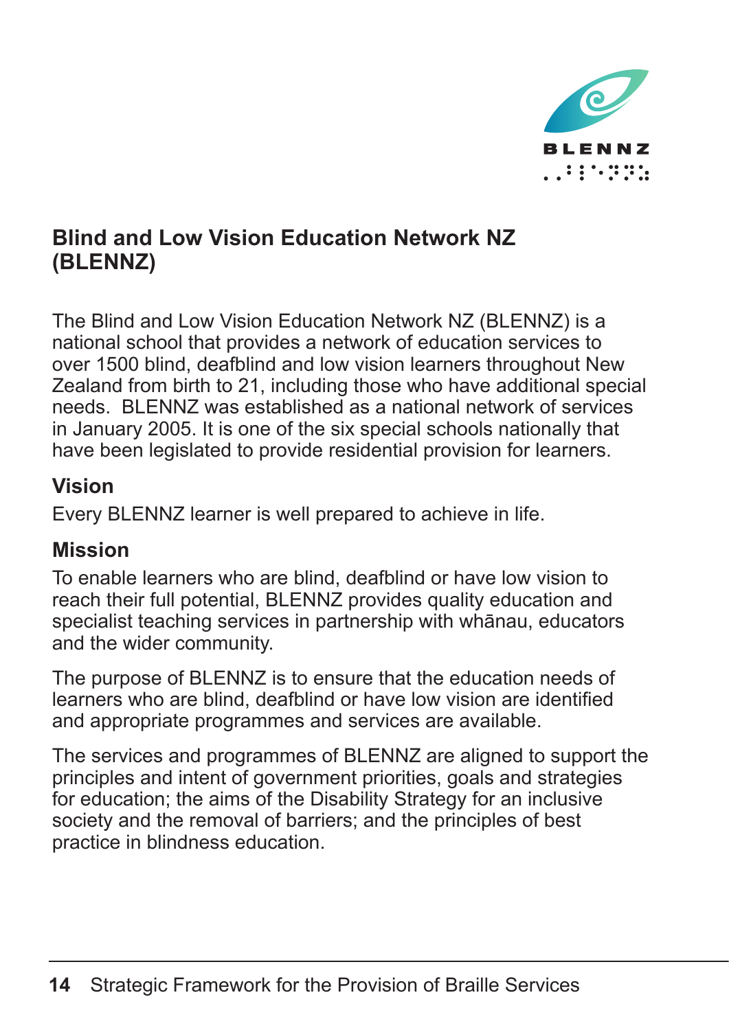## Blind and Low Vision Education Network NZ (BLENNZ)

The Blind and Low Vision Education Network NZ (BLENNZ) is a national school that provides a network of education services to over 1500 blind, deafblind and low vision learners throughout New Zealand from birth to 21, including those who have additional special needs. BLENNZ was established as a national network of services in January 2005. It is one of the six special schools nationally that have been legislated to provide residential provision for learners.

### Vision

Every BLENNZ learner is well prepared to achieve in life.

### Mission

To enable learners who are blind, deafblind or have low vision to reach their full potential, BLENNZ provides quality education and specialist teaching services in partnership with whānau, educators and the wider community.

The purpose of BLENNZ is to ensure that the education needs of learners who are blind, deafblind or have low vision are identified and appropriate programmes and services are available.

The services and programmes of BLENNZ are aligned to support the principles and intent of government priorities, goals and strategies for education; the aims of the Disability Strategy for an inclusive society and the removal of barriers; and the principles of best practice in blindness education.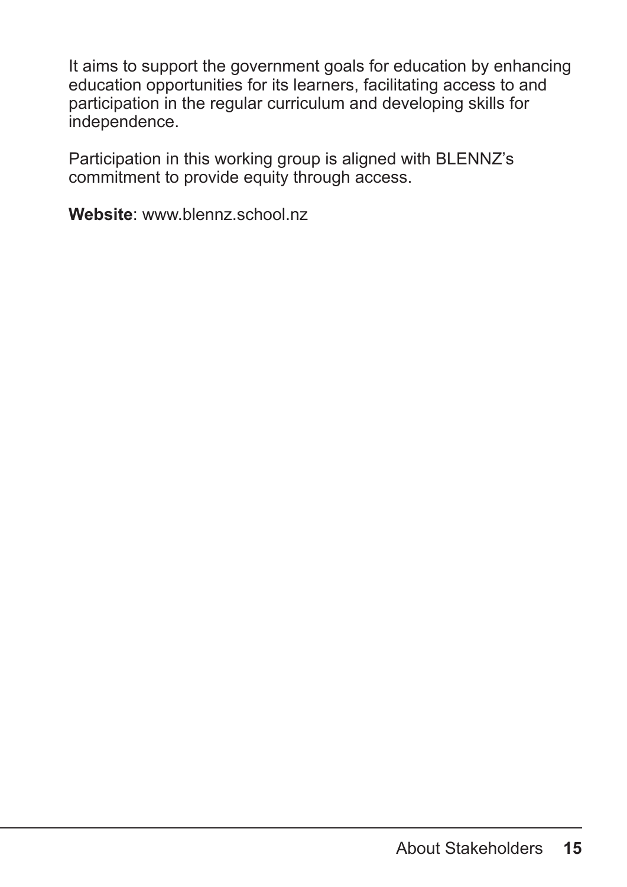It aims to support the government goals for education by enhancing education opportunities for its learners, facilitating access to and participation in the regular curriculum and developing skills for independence.

Participation in this working group is aligned with BLENNZ's commitment to provide equity through access.

**Website**: www.blennz.school.nz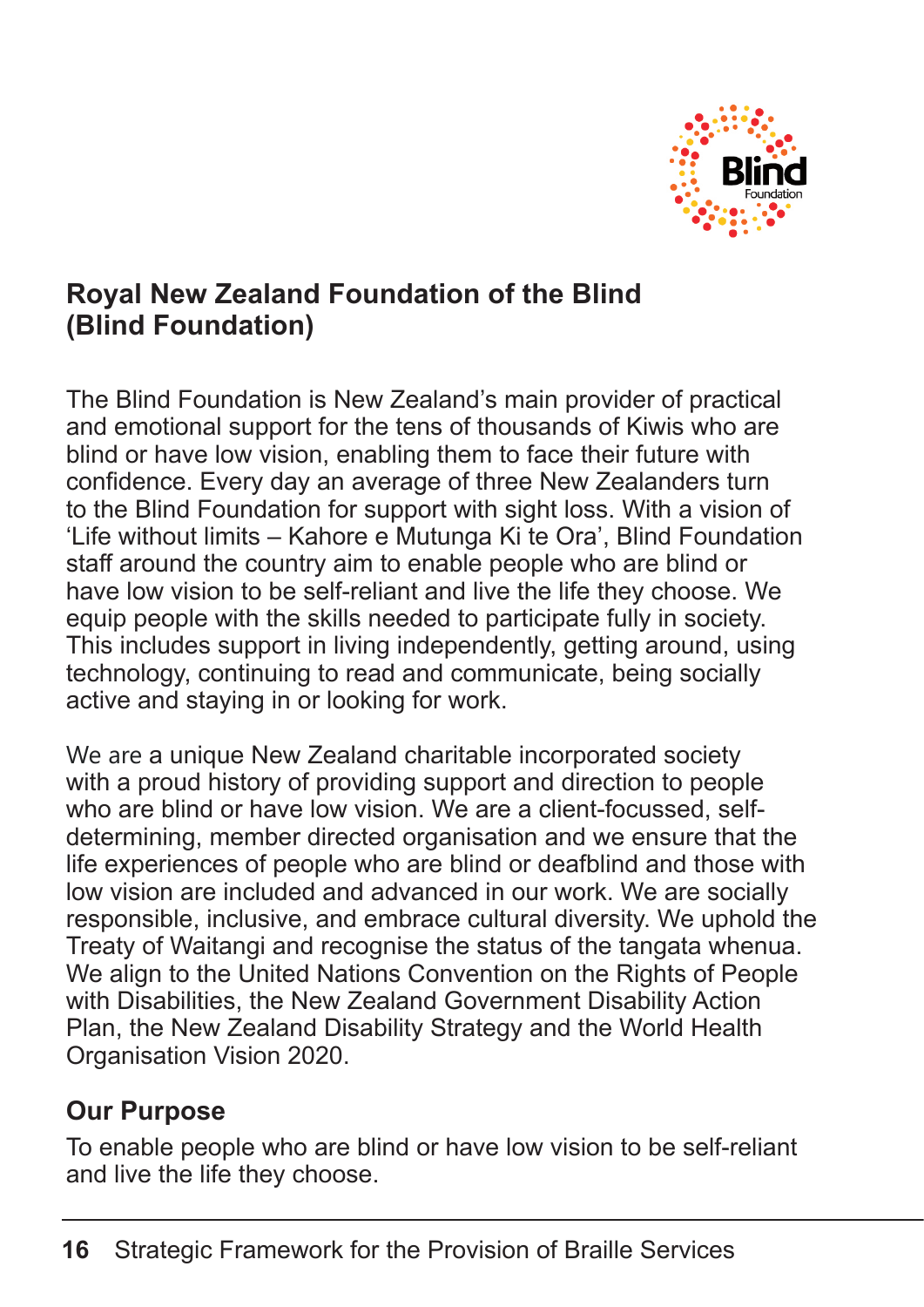## Royal New Zealand Foundation of the Blind (Blind Foundation)

The Blind Foundation is New Zealand's main provider of practical and emotional support for the tens of thousands of Kiwis who are blind or have low vision, enabling them to face their future with confidence. Every day an average of three New Zealanders turn to the Blind Foundation for support with sight loss. With a vision of 'Life without limits – Kahore e Mutunga Ki te Ora', Blind Foundation staff around the country aim to enable people who are blind or have low vision to be self-reliant and live the life they choose. We equip people with the skills needed to participate fully in society. This includes support in living independently, getting around, using technology, continuing to read and communicate, being socially active and staying in or looking for work.

We are a unique New Zealand charitable incorporated society with a proud history of providing support and direction to people who are blind or have low vision. We are a client-focussed, self-determining, member directed organisation and we ensure that the life experiences of people who are blind or deafblind and those with low vision are included and advanced in our work. We are socially responsible, inclusive, and embrace cultural diversity. We uphold the Treaty of Waitangi and recognise the status of the tangata whenua. We align to the United Nations Convention on the Rights of People with Disabilities, the New Zealand Government Disability Action Plan, the New Zealand Disability Strategy and the World Health Organisation Vision 2020.

### Our Purpose

To enable people who are blind or have low vision to be self-reliant and live the life they choose.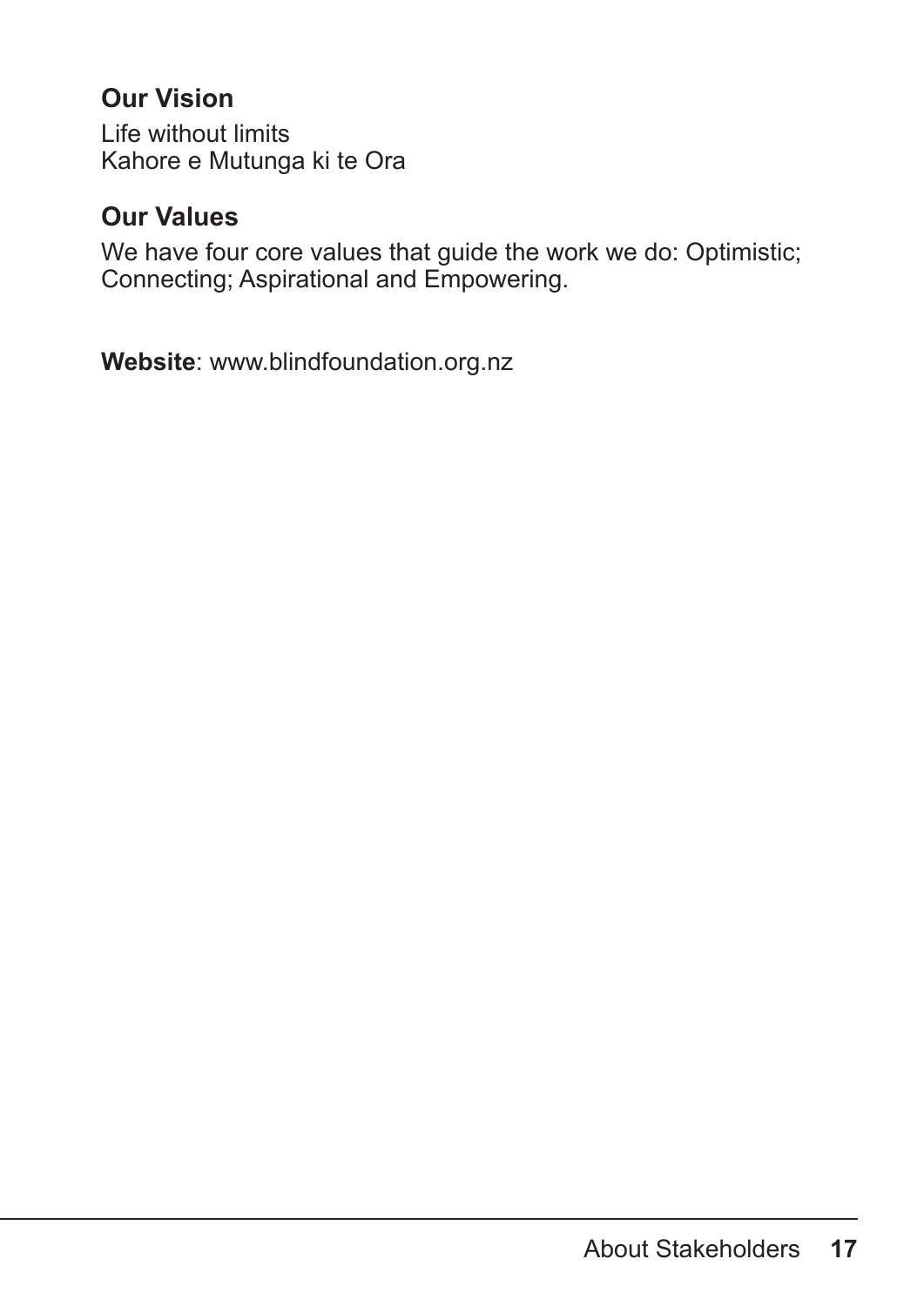### Our Vision

Life without limits
Kahore e Mutunga ki te Ora

### Our Values

We have four core values that guide the work we do: Optimistic; Connecting; Aspirational and Empowering.

**Website**: www.blindfoundation.org.nz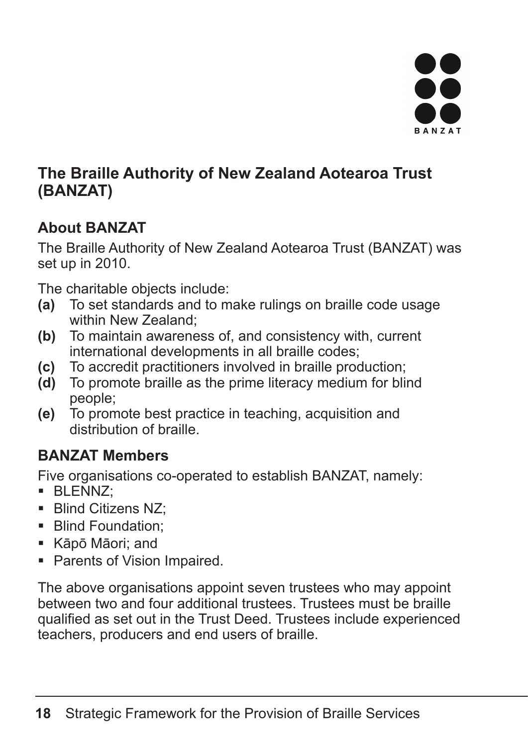## The Braille Authority of New Zealand Aotearoa Trust (BANZAT)

### About BANZAT

The Braille Authority of New Zealand Aotearoa Trust (BANZAT) was set up in 2010.

The charitable objects include:

- **(a)** To set standards and to make rulings on braille code usage within New Zealand;
- **(b)** To maintain awareness of, and consistency with, current international developments in all braille codes;
- **(c)** To accredit practitioners involved in braille production;
- **(d)** To promote braille as the prime literacy medium for blind people;
- **(e)** To promote best practice in teaching, acquisition and distribution of braille.

### BANZAT Members

Five organisations co-operated to establish BANZAT, namely:

- BLENNZ;
- Blind Citizens NZ;
- Blind Foundation;
- Kāpō Māori; and
- Parents of Vision Impaired.

The above organisations appoint seven trustees who may appoint between two and four additional trustees. Trustees must be braille qualified as set out in the Trust Deed. Trustees include experienced teachers, producers and end users of braille.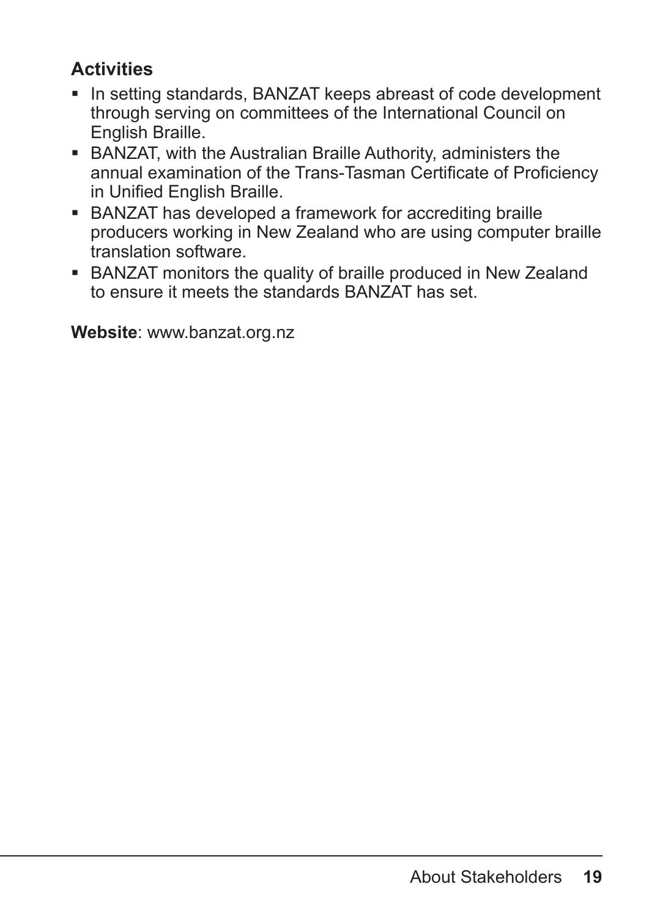**Activities**

- In setting standards, BANZAT keeps abreast of code development through serving on committees of the International Council on English Braille.
- BANZAT, with the Australian Braille Authority, administers the annual examination of the Trans-Tasman Certificate of Proficiency in Unified English Braille.
- BANZAT has developed a framework for accrediting braille producers working in New Zealand who are using computer braille translation software.
- BANZAT monitors the quality of braille produced in New Zealand to ensure it meets the standards BANZAT has set.

**Website**: www.banzat.org.nz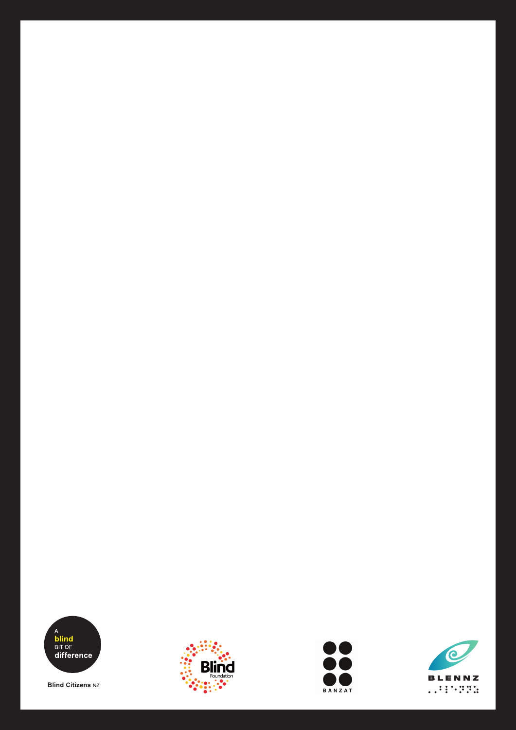A blind BIT OF difference

Blind Citizens NZ

Blind Foundation

BANZAT

BLENNZ